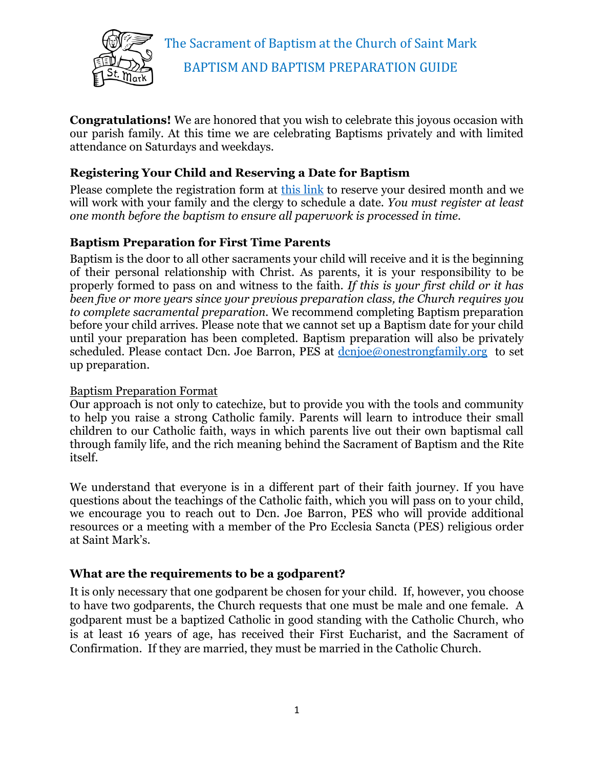# The Sacrament of Baptism at the Church of Saint Mark

## BAPTISM AND BAPTISM PREPARATION GUIDE

**Congratulations!** We are honored that you wish to celebrate this joyous occasion with our parish family. At this time we are celebrating Baptisms privately and with limited attendance on Saturdays and weekdays.

### Registering Your Child and Reserving a Date for Baptism

Please complete the registration form at this link to reserve your desired month and we will work with your family and the clergy to schedule a date. *You must register at least one month before the baptism to ensure all paperwork is processed in time.*

### Baptism Preparation for First Time Parents

Baptism is the door to all other sacraments your child will receive and it is the beginning of their personal relationship with Christ. As parents, it is your responsibility to be properly formed to pass on and witness to the faith. *If this is your first child or it has been five or more years since your previous preparation class, the Church requires you to complete sacramental preparation.* We recommend completing Baptism preparation before your child arrives. Please note that we cannot set up a Baptism date for your child until your preparation has been completed. Baptism preparation will also be privately scheduled. Please contact Dcn. Joe Barron, PES at dcnjoe@onestrongfamily.org to set up preparation.

Baptism Preparation Format

Our approach is not only to catechize, but to provide you with the tools and community to help you raise a strong Catholic family. Parents will learn to introduce their small children to our Catholic faith, ways in which parents live out their own baptismal call through family life, and the rich meaning behind the Sacrament of Baptism and the Rite itself.

We understand that everyone is in a different part of their faith journey. If you have questions about the teachings of the Catholic faith, which you will pass on to your child, we encourage you to reach out to Dcn. Joe Barron, PES who will provide additional resources or a meeting with a member of the Pro Ecclesia Sancta (PES) religious order at Saint Mark's.

### What are the requirements to be a godparent?

It is only necessary that one godparent be chosen for your child. If, however, you choose to have two godparents, the Church requests that one must be male and one female. A godparent must be a baptized Catholic in good standing with the Catholic Church, who is at least 16 years of age, has received their First Eucharist, and the Sacrament of Confirmation. If they are married, they must be married in the Catholic Church.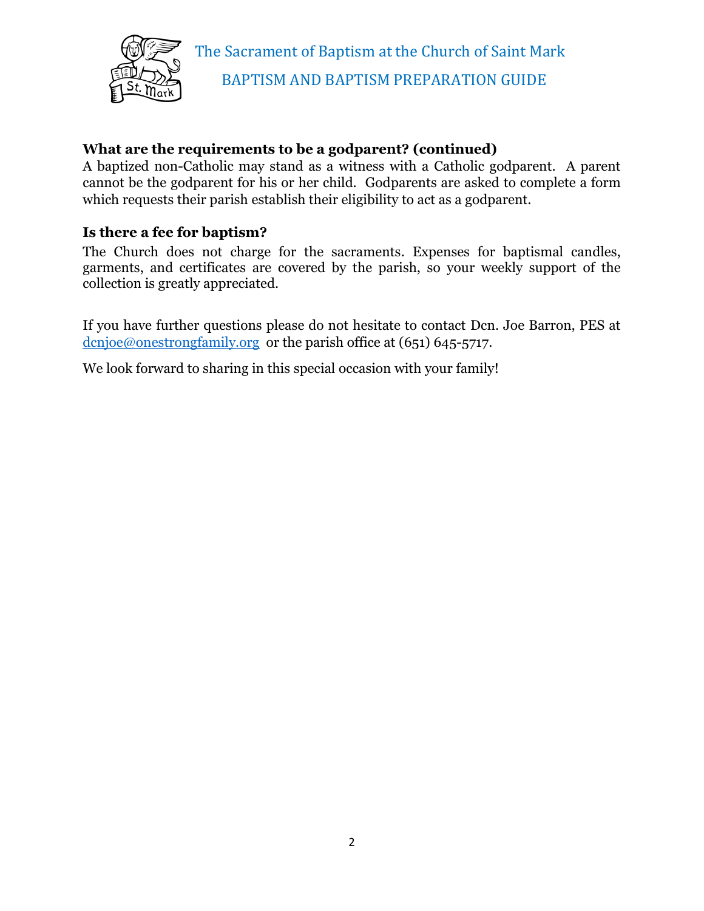### What are the requirements to be a godparent? (continued)

A baptized non-Catholic may stand as a witness with a Catholic godparent. A parent cannot be the godparent for his or her child. Godparents are asked to complete a form which requests their parish establish their eligibility to act as a godparent.

### Is there a fee for baptism?

The Church does not charge for the sacraments. Expenses for baptismal candles, garments, and certificates are covered by the parish, so your weekly support of the collection is greatly appreciated.

If you have further questions please do not hesitate to contact Dcn. Joe Barron, PES at dcnjoe@onestrongfamily.org or the parish office at (651) 645-5717.

We look forward to sharing in this special occasion with your family!